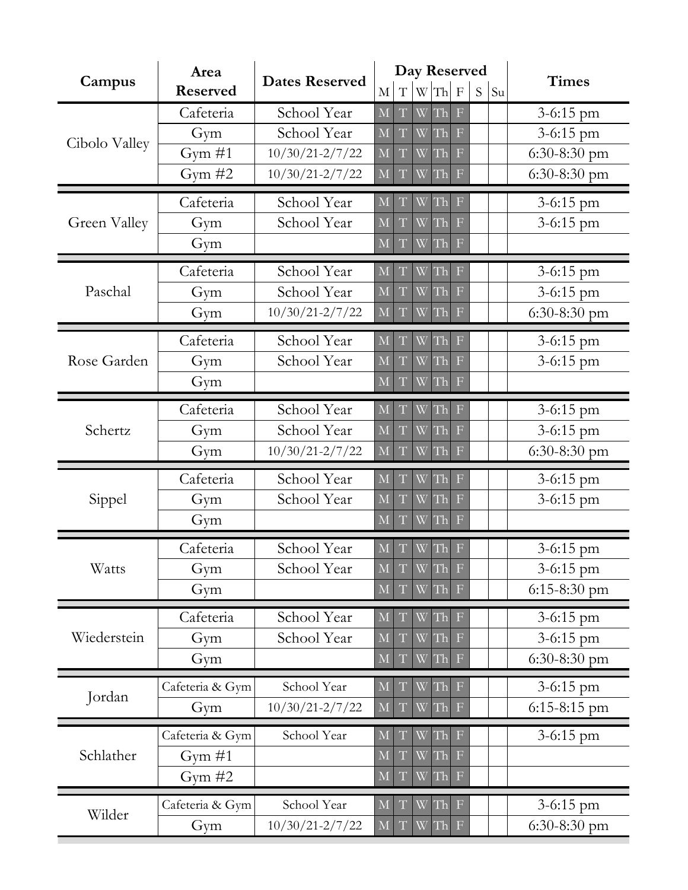| Campus | Area Reserved | Dates Reserved | Day Reserved | | | | | | | Times |
|---|---|---|---|---|---|---|---|---|---|---|
| | | | M | T | W | Th | F | S | Su | |
| Cibolo Valley | Cafeteria | School Year | M | T | W | Th | F | | | 3-6:15 pm |
| | Gym | School Year | M | T | W | Th | F | | | 3-6:15 pm |
| | Gym #1 | 10/30/21-2/7/22 | M | T | W | Th | F | | | 6:30-8:30 pm |
| | Gym #2 | 10/30/21-2/7/22 | M | T | W | Th | F | | | 6:30-8:30 pm |
| Green Valley | Cafeteria | School Year | M | T | W | Th | F | | | 3-6:15 pm |
| | Gym | School Year | M | T | W | Th | F | | | 3-6:15 pm |
| | Gym | | M | T | W | Th | F | | | |
| Paschal | Cafeteria | School Year | M | T | W | Th | F | | | 3-6:15 pm |
| | Gym | School Year | M | T | W | Th | F | | | 3-6:15 pm |
| | Gym | 10/30/21-2/7/22 | M | T | W | Th | F | | | 6:30-8:30 pm |
| Rose Garden | Cafeteria | School Year | M | T | W | Th | F | | | 3-6:15 pm |
| | Gym | School Year | M | T | W | Th | F | | | 3-6:15 pm |
| | Gym | | M | T | W | Th | F | | | |
| Schertz | Cafeteria | School Year | M | T | W | Th | F | | | 3-6:15 pm |
| | Gym | School Year | M | T | W | Th | F | | | 3-6:15 pm |
| | Gym | 10/30/21-2/7/22 | M | T | W | Th | F | | | 6:30-8:30 pm |
| Sippel | Cafeteria | School Year | M | T | W | Th | F | | | 3-6:15 pm |
| | Gym | School Year | M | T | W | Th | F | | | 3-6:15 pm |
| | Gym | | M | T | W | Th | F | | | |
| Watts | Cafeteria | School Year | M | T | W | Th | F | | | 3-6:15 pm |
| | Gym | School Year | M | T | W | Th | F | | | 3-6:15 pm |
| | Gym | | M | T | W | Th | F | | | 6:15-8:30 pm |
| Wiederstein | Cafeteria | School Year | M | T | W | Th | F | | | 3-6:15 pm |
| | Gym | School Year | M | T | W | Th | F | | | 3-6:15 pm |
| | Gym | | M | T | W | Th | F | | | 6:30-8:30 pm |
| Jordan | Cafeteria & Gym | School Year | M | T | W | Th | F | | | 3-6:15 pm |
| | Gym | 10/30/21-2/7/22 | M | T | W | Th | F | | | 6:15-8:15 pm |
| Schlather | Cafeteria & Gym | School Year | M | T | W | Th | F | | | 3-6:15 pm |
| | Gym #1 | | M | T | W | Th | F | | | |
| | Gym #2 | | M | T | W | Th | F | | | |
| Wilder | Cafeteria & Gym | School Year | M | T | W | Th | F | | | 3-6:15 pm |
| | Gym | 10/30/21-2/7/22 | M | T | W | Th | F | | | 6:30-8:30 pm |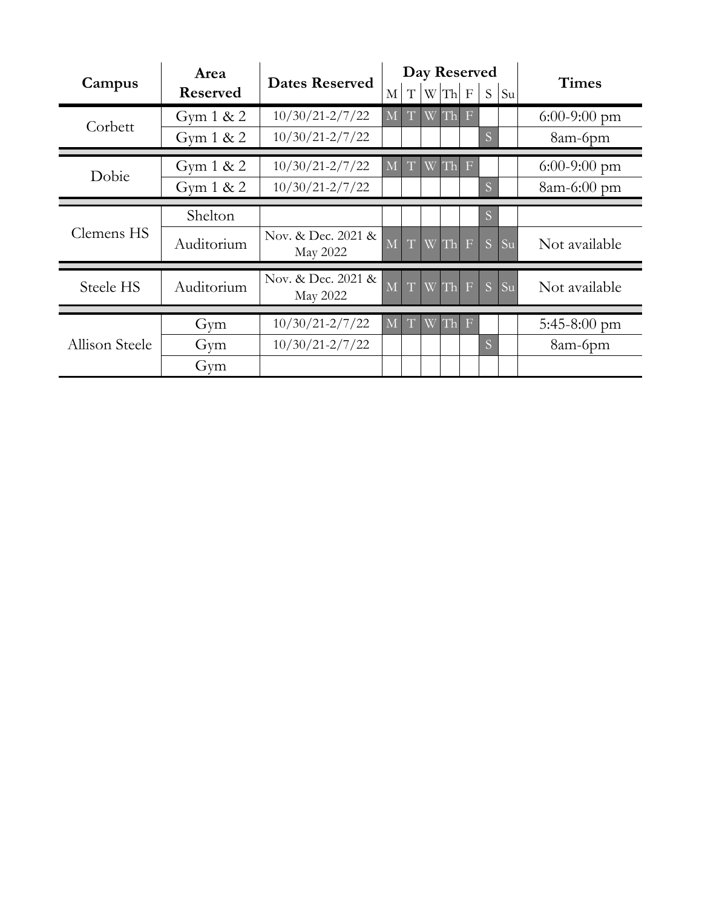| Campus | Area Reserved | Dates Reserved | Day Reserved | | | | | | | Times |
|---|---|---|---|---|---|---|---|---|---|---|
| | | | M | T | W | Th | F | S | Su | |
| Corbett | Gym 1 & 2 | 10/30/21-2/7/22 | M | T | W | Th | F | | | 6:00-9:00 pm |
| | Gym 1 & 2 | 10/30/21-2/7/22 | | | | | | S | | 8am-6pm |
| Dobie | Gym 1 & 2 | 10/30/21-2/7/22 | M | T | W | Th | F | | | 6:00-9:00 pm |
| | Gym 1 & 2 | 10/30/21-2/7/22 | | | | | | S | | 8am-6:00 pm |
| Clemens HS | Shelton | | | | | | | S | | |
| | Auditorium | Nov. & Dec. 2021 & May 2022 | M | T | W | Th | F | S | Su | Not available |
| Steele HS | Auditorium | Nov. & Dec. 2021 & May 2022 | M | T | W | Th | F | S | Su | Not available |
| Allison Steele | Gym | 10/30/21-2/7/22 | M | T | W | Th | F | | | 5:45-8:00 pm |
| | Gym | 10/30/21-2/7/22 | | | | | | S | | 8am-6pm |
| | Gym | | | | | | | | | |